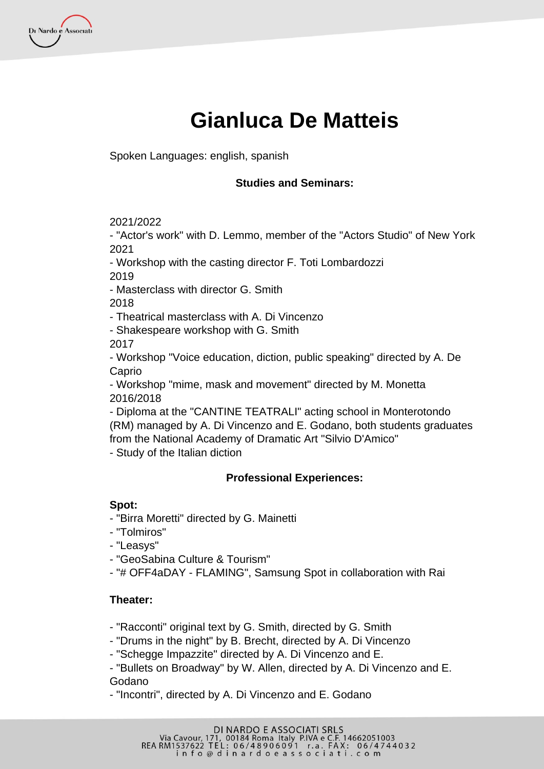# Gianluca De Matteis

Spoken Languages: english, spanish

**Studies and Seminars:**

2021/2022
- "Actor's work" with D. Lemmo, member of the "Actors Studio" of New York

2021
- Workshop with the casting director F. Toti Lombardozzi

2019
- Masterclass with director G. Smith

2018
- Theatrical masterclass with A. Di Vincenzo
- Shakespeare workshop with G. Smith

2017
- Workshop "Voice education, diction, public speaking" directed by A. De Caprio
- Workshop "mime, mask and movement" directed by M. Monetta

2016/2018
- Diploma at the "CANTINE TEATRALI" acting school in Monterotondo (RM) managed by A. Di Vincenzo and E. Godano, both students graduates from the National Academy of Dramatic Art "Silvio D'Amico"
- Study of the Italian diction

**Professional Experiences:**

**Spot:**
- "Birra Moretti" directed by G. Mainetti
- "Tolmiros"
- "Leasys"
- "GeoSabina Culture & Tourism"
- "# OFF4aDAY - FLAMING", Samsung Spot in collaboration with Rai

**Theater:**

- "Racconti" original text by G. Smith, directed by G. Smith
- "Drums in the night" by B. Brecht, directed by A. Di Vincenzo
- "Schegge Impazzite" directed by A. Di Vincenzo and E.
- "Bullets on Broadway" by W. Allen, directed by A. Di Vincenzo and E. Godano
- "Incontri", directed by A. Di Vincenzo and E. Godano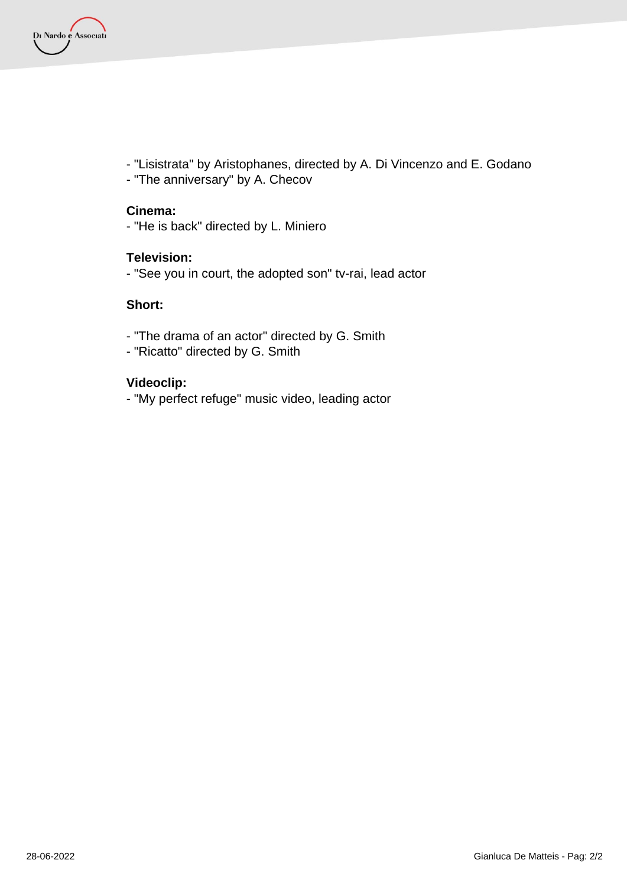- "Lisistrata" by Aristophanes, directed by A. Di Vincenzo and E. Godano
- "The anniversary" by A. Checov

**Cinema:**
- "He is back" directed by L. Miniero

**Television:**
- "See you in court, the adopted son" tv-rai, lead actor

**Short:**

- "The drama of an actor" directed by G. Smith
- "Ricatto" directed by G. Smith

**Videoclip:**
- "My perfect refuge" music video, leading actor